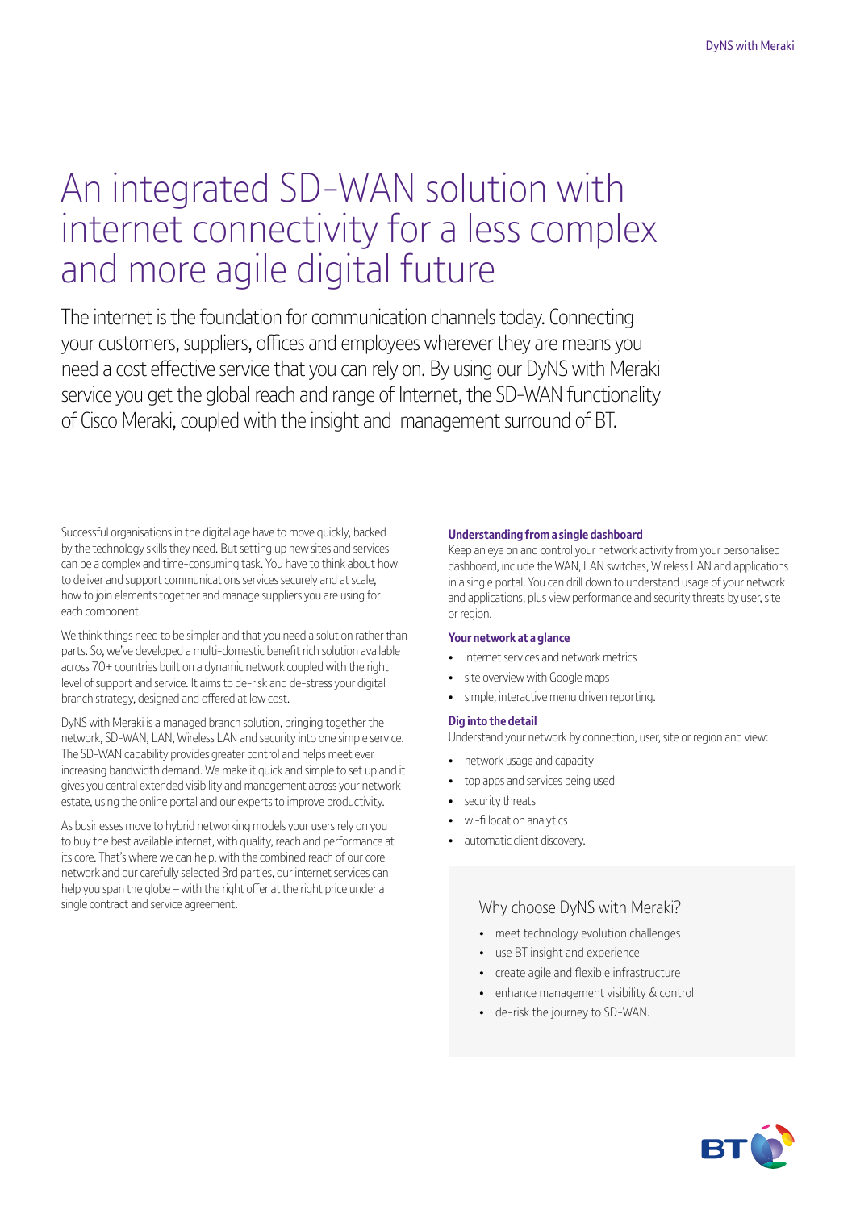# An integrated SD-WAN solution with internet connectivity for a less complex and more agile digital future

The internet is the foundation for communication channels today. Connecting your customers, suppliers, offices and employees wherever they are means you need a cost effective service that you can rely on. By using our DyNS with Meraki service you get the global reach and range of Internet, the SD-WAN functionality of Cisco Meraki, coupled with the insight and management surround of BT.

Successful organisations in the digital age have to move quickly, backed by the technology skills they need. But setting up new sites and services can be a complex and time-consuming task. You have to think about how to deliver and support communications services securely and at scale, how to join elements together and manage suppliers you are using for each component.

We think things need to be simpler and that you need a solution rather than parts. So, we've developed a multi-domestic benefit rich solution available across 70+ countries built on a dynamic network coupled with the right level of support and service. It aims to de-risk and de-stress your digital branch strategy, designed and offered at low cost.

DyNS with Meraki is a managed branch solution, bringing together the network, SD-WAN, LAN, Wireless LAN and security into one simple service. The SD-WAN capability provides greater control and helps meet ever increasing bandwidth demand. We make it quick and simple to set up and it gives you central extended visibility and management across your network estate, using the online portal and our experts to improve productivity.

As businesses move to hybrid networking models your users rely on you to buy the best available internet, with quality, reach and performance at its core. That's where we can help, with the combined reach of our core network and our carefully selected 3rd parties, our internet services can help you span the globe – with the right offer at the right price under a single contract and service agreement.

### Understanding from a single dashboard

Keep an eye on and control your network activity from your personalised dashboard, include the WAN, LAN switches, Wireless LAN and applications in a single portal. You can drill down to understand usage of your network and applications, plus view performance and security threats by user, site or region.

### Your network at a glance

- internet services and network metrics
- site overview with Google maps
- simple, interactive menu driven reporting.

### Dig into the detail

Understand your network by connection, user, site or region and view:

- network usage and capacity
- top apps and services being used
- security threats
- wi-fi location analytics
- automatic client discovery.

## Why choose DyNS with Meraki?

- meet technology evolution challenges
- use BT insight and experience
- create agile and flexible infrastructure
- enhance management visibility & control
- de-risk the journey to SD-WAN.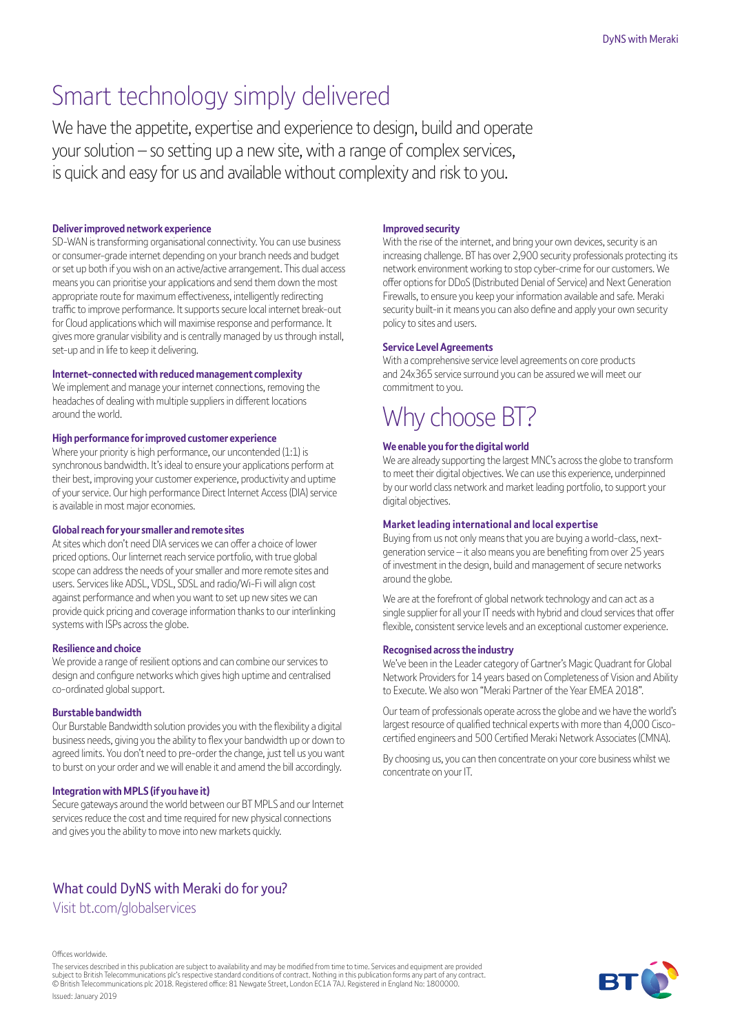# Smart technology simply delivered

We have the appetite, expertise and experience to design, build and operate your solution – so setting up a new site, with a range of complex services, is quick and easy for us and available without complexity and risk to you.

### Deliver improved network experience

SD-WAN is transforming organisational connectivity. You can use business or consumer-grade internet depending on your branch needs and budget or set up both if you wish on an active/active arrangement. This dual access means you can prioritise your applications and send them down the most appropriate route for maximum effectiveness, intelligently redirecting traffic to improve performance. It supports secure local internet break-out for Cloud applications which will maximise response and performance. It gives more granular visibility and is centrally managed by us through install, set-up and in life to keep it delivering.

### Internet-connected with reduced management complexity

We implement and manage your internet connections, removing the headaches of dealing with multiple suppliers in different locations around the world.

### High performance for improved customer experience

Where your priority is high performance, our uncontended (1:1) is synchronous bandwidth. It's ideal to ensure your applications perform at their best, improving your customer experience, productivity and uptime of your service. Our high performance Direct Internet Access (DIA) service is available in most major economies.

### Global reach for your smaller and remote sites

At sites which don't need DIA services we can offer a choice of lower priced options. Our Iinternet reach service portfolio, with true global scope can address the needs of your smaller and more remote sites and users. Services like ADSL, VDSL, SDSL and radio/Wi-Fi will align cost against performance and when you want to set up new sites we can provide quick pricing and coverage information thanks to our interlinking systems with ISPs across the globe.

### Resilience and choice

We provide a range of resilient options and can combine our services to design and configure networks which gives high uptime and centralised co-ordinated global support.

### Burstable bandwidth

Our Burstable Bandwidth solution provides you with the flexibility a digital business needs, giving you the ability to flex your bandwidth up or down to agreed limits. You don't need to pre-order the change, just tell us you want to burst on your order and we will enable it and amend the bill accordingly.

### Integration with MPLS (if you have it)

Secure gateways around the world between our BT MPLS and our Internet services reduce the cost and time required for new physical connections and gives you the ability to move into new markets quickly.

### Improved security

With the rise of the internet, and bring your own devices, security is an increasing challenge. BT has over 2,900 security professionals protecting its network environment working to stop cyber-crime for our customers. We offer options for DDoS (Distributed Denial of Service) and Next Generation Firewalls, to ensure you keep your information available and safe. Meraki security built-in it means you can also define and apply your own security policy to sites and users.

### Service Level Agreements

With a comprehensive service level agreements on core products and 24x365 service surround you can be assured we will meet our commitment to you.

# Why choose BT?

### We enable you for the digital world

We are already supporting the largest MNC's across the globe to transform to meet their digital objectives. We can use this experience, underpinned by our world class network and market leading portfolio, to support your digital objectives.

### Market leading international and local expertise

Buying from us not only means that you are buying a world-class, next-generation service – it also means you are benefiting from over 25 years of investment in the design, build and management of secure networks around the globe.

We are at the forefront of global network technology and can act as a single supplier for all your IT needs with hybrid and cloud services that offer flexible, consistent service levels and an exceptional customer experience.

### Recognised across the industry

We've been in the Leader category of Gartner's Magic Quadrant for Global Network Providers for 14 years based on Completeness of Vision and Ability to Execute. We also won "Meraki Partner of the Year EMEA 2018".

Our team of professionals operate across the globe and we have the world's largest resource of qualified technical experts with more than 4,000 Cisco-certified engineers and 500 Certified Meraki Network Associates (CMNA).

By choosing us, you can then concentrate on your core business whilst we concentrate on your IT.

## What could DyNS with Meraki do for you?

Visit bt.com/globalservices

Offices worldwide.

The services described in this publication are subject to availability and may be modified from time to time. Services and equipment are provided subject to British Telecommunications plc's respective standard conditions of contract. Nothing in this publication forms any part of any contract.
© British Telecommunications plc 2018. Registered office: 81 Newgate Street, London EC1A 7AJ. Registered in England No: 1800000.

Issued: January 2019